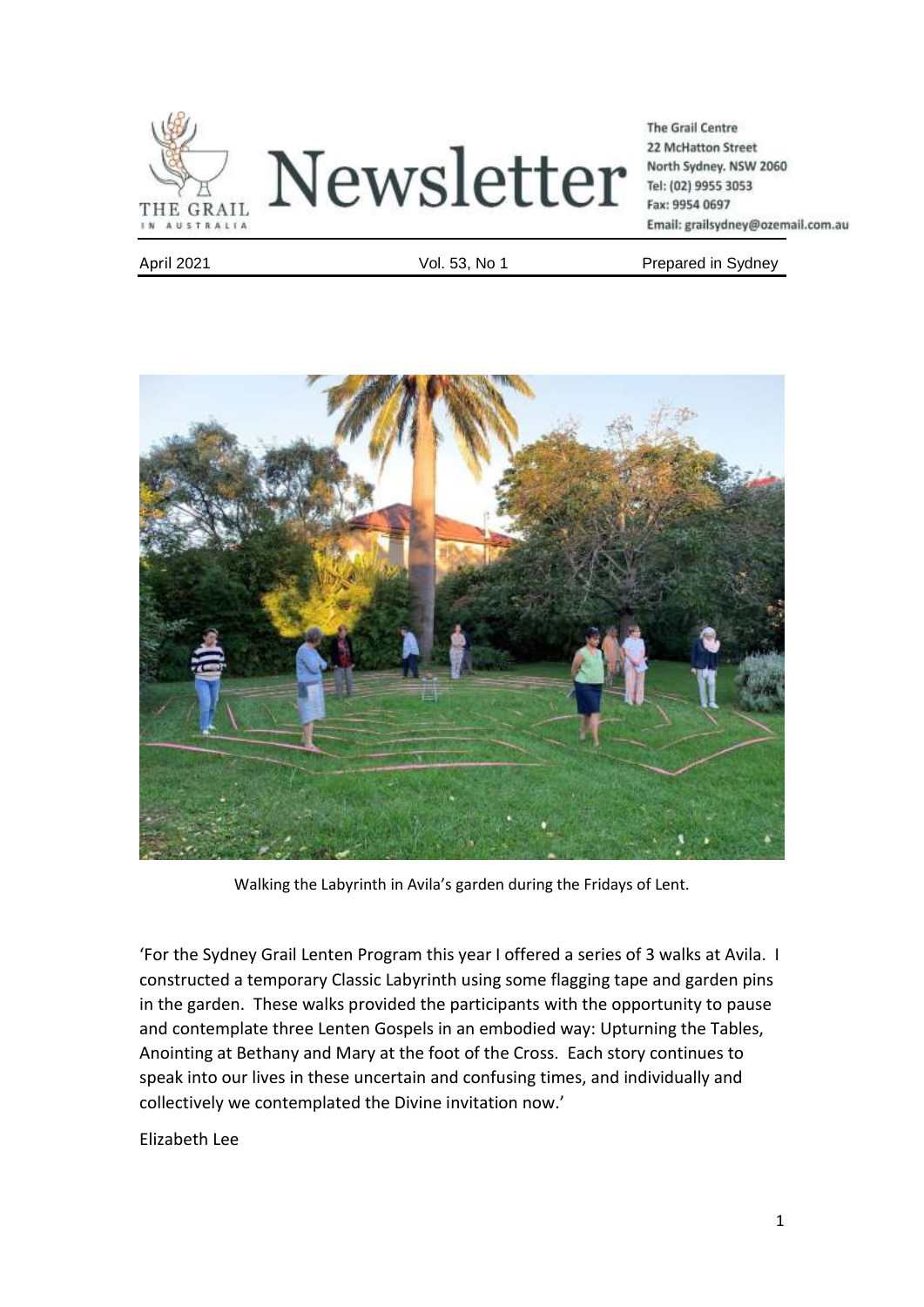# Newsletter

THE GRAIL IN AUSTRALIA

The Grail Centre
22 McHatton Street
North Sydney. NSW 2060
Tel: (02) 9955 3053
Fax: 9954 0697
Email: grailsydney@ozemail.com.au

April 2021 | Vol. 53, No 1 | Prepared in Sydney

Walking the Labyrinth in Avila's garden during the Fridays of Lent.

'For the Sydney Grail Lenten Program this year I offered a series of 3 walks at Avila. I constructed a temporary Classic Labyrinth using some flagging tape and garden pins in the garden. These walks provided the participants with the opportunity to pause and contemplate three Lenten Gospels in an embodied way: Upturning the Tables, Anointing at Bethany and Mary at the foot of the Cross. Each story continues to speak into our lives in these uncertain and confusing times, and individually and collectively we contemplated the Divine invitation now.'

Elizabeth Lee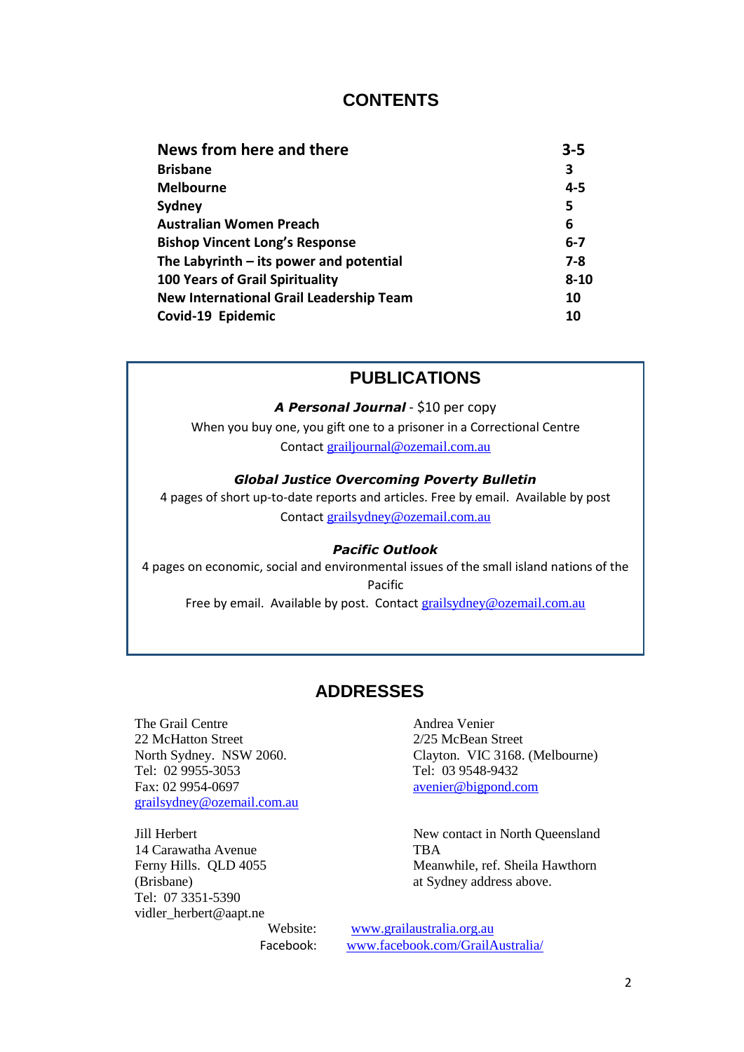## CONTENTS

| | |
|---|---|
| **News from here and there** | **3-5** |
| **Brisbane** | **3** |
| **Melbourne** | **4-5** |
| **Sydney** | **5** |
| **Australian Women Preach** | **6** |
| **Bishop Vincent Long's Response** | **6-7** |
| **The Labyrinth – its power and potential** | **7-8** |
| **100 Years of Grail Spirituality** | **8-10** |
| **New International Grail Leadership Team** | **10** |
| **Covid-19 Epidemic** | **10** |

## PUBLICATIONS

***A Personal Journal*** - $10 per copy

When you buy one, you gift one to a prisoner in a Correctional Centre

Contact grailjournal@ozemail.com.au

***Global Justice Overcoming Poverty Bulletin***

4 pages of short up-to-date reports and articles. Free by email. Available by post

Contact grailsydney@ozemail.com.au

***Pacific Outlook***

4 pages on economic, social and environmental issues of the small island nations of the Pacific

Free by email. Available by post. Contact grailsydney@ozemail.com.au

## ADDRESSES

The Grail Centre
22 McHatton Street
North Sydney. NSW 2060.
Tel: 02 9955-3053
Fax: 02 9954-0697
grailsydney@ozemail.com.au

Jill Herbert
14 Carawatha Avenue
Ferny Hills. QLD 4055
(Brisbane)
Tel: 07 3351-5390
vidler_herbert@aapt.ne

Andrea Venier
2/25 McBean Street
Clayton. VIC 3168. (Melbourne)
Tel: 03 9548-9432
avenier@bigpond.com

New contact in North Queensland
TBA
Meanwhile, ref. Sheila Hawthorn
at Sydney address above.

Website: www.grailaustralia.org.au
Facebook: www.facebook.com/GrailAustralia/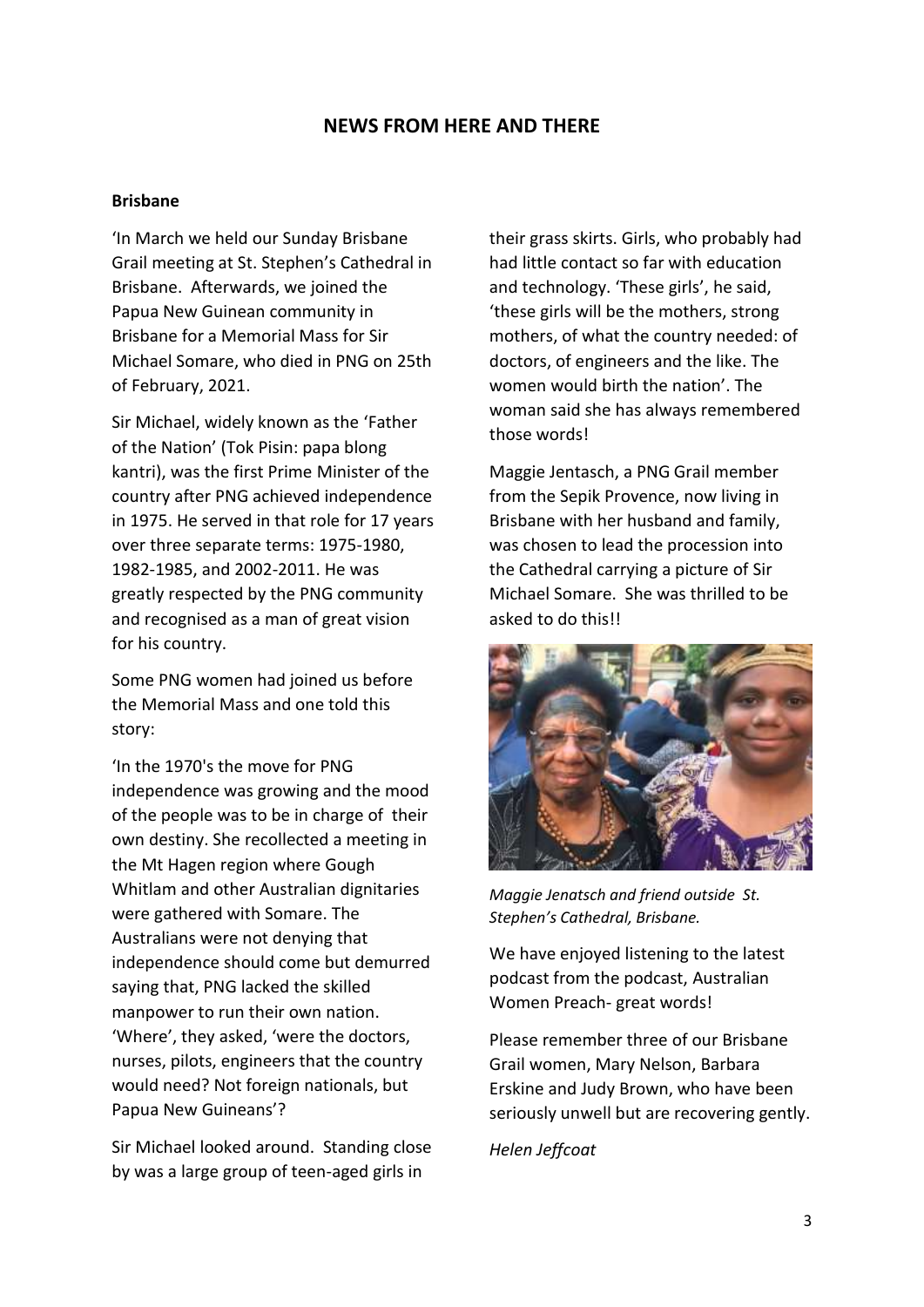## NEWS FROM HERE AND THERE

**Brisbane**

'In March we held our Sunday Brisbane Grail meeting at St. Stephen's Cathedral in Brisbane. Afterwards, we joined the Papua New Guinean community in Brisbane for a Memorial Mass for Sir Michael Somare, who died in PNG on 25th of February, 2021.

Sir Michael, widely known as the 'Father of the Nation' (Tok Pisin: papa blong kantri), was the first Prime Minister of the country after PNG achieved independence in 1975. He served in that role for 17 years over three separate terms: 1975-1980, 1982-1985, and 2002-2011. He was greatly respected by the PNG community and recognised as a man of great vision for his country.

Some PNG women had joined us before the Memorial Mass and one told this story:

'In the 1970's the move for PNG independence was growing and the mood of the people was to be in charge of their own destiny. She recollected a meeting in the Mt Hagen region where Gough Whitlam and other Australian dignitaries were gathered with Somare. The Australians were not denying that independence should come but demurred saying that, PNG lacked the skilled manpower to run their own nation. 'Where', they asked, 'were the doctors, nurses, pilots, engineers that the country would need? Not foreign nationals, but Papua New Guineans'?

Sir Michael looked around. Standing close by was a large group of teen-aged girls in their grass skirts. Girls, who probably had had little contact so far with education and technology. 'These girls', he said, 'these girls will be the mothers, strong mothers, of what the country needed: of doctors, of engineers and the like. The women would birth the nation'. The woman said she has always remembered those words!

Maggie Jentasch, a PNG Grail member from the Sepik Provence, now living in Brisbane with her husband and family, was chosen to lead the procession into the Cathedral carrying a picture of Sir Michael Somare. She was thrilled to be asked to do this!!

*Maggie Jenatsch and friend outside St. Stephen's Cathedral, Brisbane.*

We have enjoyed listening to the latest podcast from the podcast, Australian Women Preach- great words!

Please remember three of our Brisbane Grail women, Mary Nelson, Barbara Erskine and Judy Brown, who have been seriously unwell but are recovering gently.

*Helen Jeffcoat*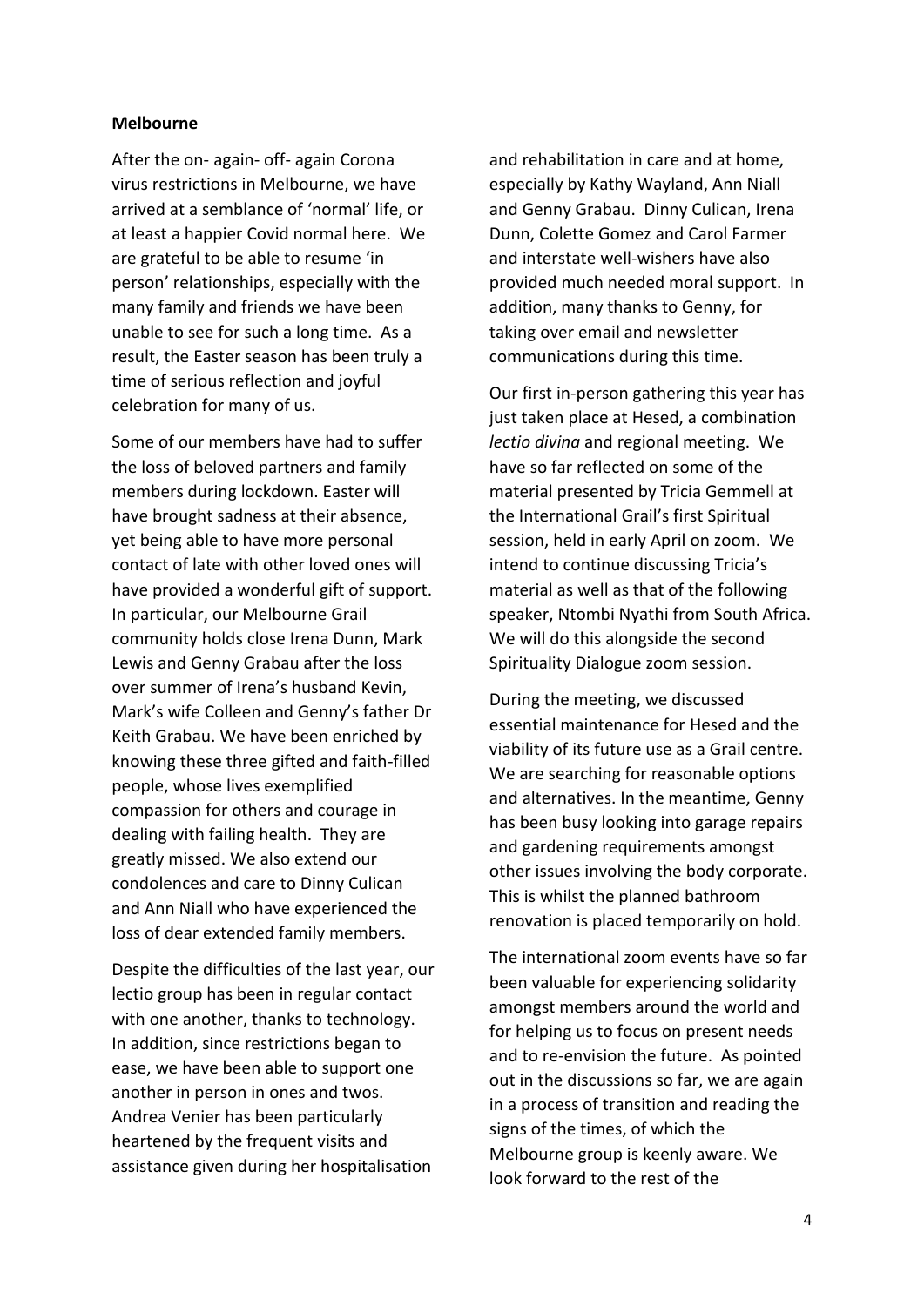**Melbourne**

After the on- again- off- again Corona virus restrictions in Melbourne, we have arrived at a semblance of 'normal' life, or at least a happier Covid normal here. We are grateful to be able to resume 'in person' relationships, especially with the many family and friends we have been unable to see for such a long time. As a result, the Easter season has been truly a time of serious reflection and joyful celebration for many of us.

Some of our members have had to suffer the loss of beloved partners and family members during lockdown. Easter will have brought sadness at their absence, yet being able to have more personal contact of late with other loved ones will have provided a wonderful gift of support. In particular, our Melbourne Grail community holds close Irena Dunn, Mark Lewis and Genny Grabau after the loss over summer of Irena's husband Kevin, Mark's wife Colleen and Genny's father Dr Keith Grabau. We have been enriched by knowing these three gifted and faith-filled people, whose lives exemplified compassion for others and courage in dealing with failing health. They are greatly missed. We also extend our condolences and care to Dinny Culican and Ann Niall who have experienced the loss of dear extended family members.

Despite the difficulties of the last year, our lectio group has been in regular contact with one another, thanks to technology. In addition, since restrictions began to ease, we have been able to support one another in person in ones and twos. Andrea Venier has been particularly heartened by the frequent visits and assistance given during her hospitalisation and rehabilitation in care and at home, especially by Kathy Wayland, Ann Niall and Genny Grabau. Dinny Culican, Irena Dunn, Colette Gomez and Carol Farmer and interstate well-wishers have also provided much needed moral support. In addition, many thanks to Genny, for taking over email and newsletter communications during this time.

Our first in-person gathering this year has just taken place at Hesed, a combination *lectio divina* and regional meeting. We have so far reflected on some of the material presented by Tricia Gemmell at the International Grail's first Spiritual session, held in early April on zoom. We intend to continue discussing Tricia's material as well as that of the following speaker, Ntombi Nyathi from South Africa. We will do this alongside the second Spirituality Dialogue zoom session.

During the meeting, we discussed essential maintenance for Hesed and the viability of its future use as a Grail centre. We are searching for reasonable options and alternatives. In the meantime, Genny has been busy looking into garage repairs and gardening requirements amongst other issues involving the body corporate. This is whilst the planned bathroom renovation is placed temporarily on hold.

The international zoom events have so far been valuable for experiencing solidarity amongst members around the world and for helping us to focus on present needs and to re-envision the future. As pointed out in the discussions so far, we are again in a process of transition and reading the signs of the times, of which the Melbourne group is keenly aware. We look forward to the rest of the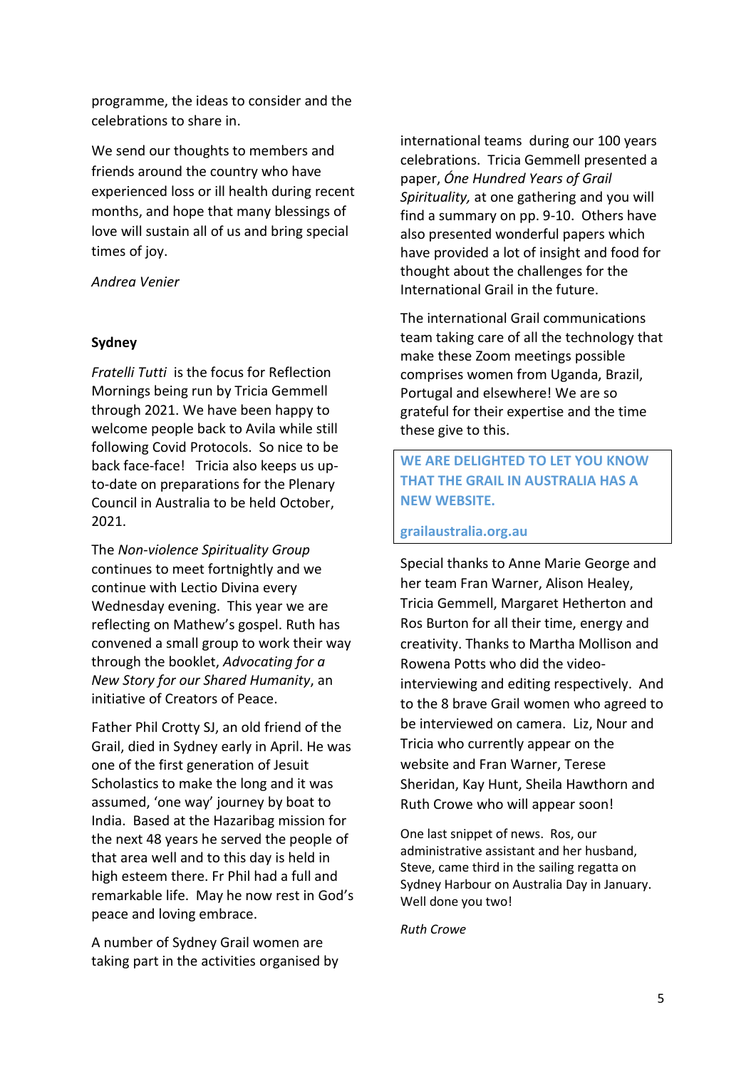programme, the ideas to consider and the celebrations to share in.

We send our thoughts to members and friends around the country who have experienced loss or ill health during recent months, and hope that many blessings of love will sustain all of us and bring special times of joy.

*Andrea Venier*

**Sydney**

*Fratelli Tutti* is the focus for Reflection Mornings being run by Tricia Gemmell through 2021. We have been happy to welcome people back to Avila while still following Covid Protocols. So nice to be back face-face! Tricia also keeps us up-to-date on preparations for the Plenary Council in Australia to be held October, 2021.

The *Non-violence Spirituality Group* continues to meet fortnightly and we continue with Lectio Divina every Wednesday evening. This year we are reflecting on Mathew's gospel. Ruth has convened a small group to work their way through the booklet, *Advocating for a New Story for our Shared Humanity*, an initiative of Creators of Peace.

Father Phil Crotty SJ, an old friend of the Grail, died in Sydney early in April. He was one of the first generation of Jesuit Scholastics to make the long and it was assumed, 'one way' journey by boat to India. Based at the Hazaribag mission for the next 48 years he served the people of that area well and to this day is held in high esteem there. Fr Phil had a full and remarkable life. May he now rest in God's peace and loving embrace.

A number of Sydney Grail women are taking part in the activities organised by international teams during our 100 years celebrations. Tricia Gemmell presented a paper, *Óne Hundred Years of Grail Spirituality,* at one gathering and you will find a summary on pp. 9-10. Others have also presented wonderful papers which have provided a lot of insight and food for thought about the challenges for the International Grail in the future.

The international Grail communications team taking care of all the technology that make these Zoom meetings possible comprises women from Uganda, Brazil, Portugal and elsewhere! We are so grateful for their expertise and the time these give to this.

**WE ARE DELIGHTED TO LET YOU KNOW THAT THE GRAIL IN AUSTRALIA HAS A NEW WEBSITE.**

**grailaustralia.org.au**

Special thanks to Anne Marie George and her team Fran Warner, Alison Healey, Tricia Gemmell, Margaret Hetherton and Ros Burton for all their time, energy and creativity. Thanks to Martha Mollison and Rowena Potts who did the video-interviewing and editing respectively. And to the 8 brave Grail women who agreed to be interviewed on camera. Liz, Nour and Tricia who currently appear on the website and Fran Warner, Terese Sheridan, Kay Hunt, Sheila Hawthorn and Ruth Crowe who will appear soon!

One last snippet of news. Ros, our administrative assistant and her husband, Steve, came third in the sailing regatta on Sydney Harbour on Australia Day in January. Well done you two!

*Ruth Crowe*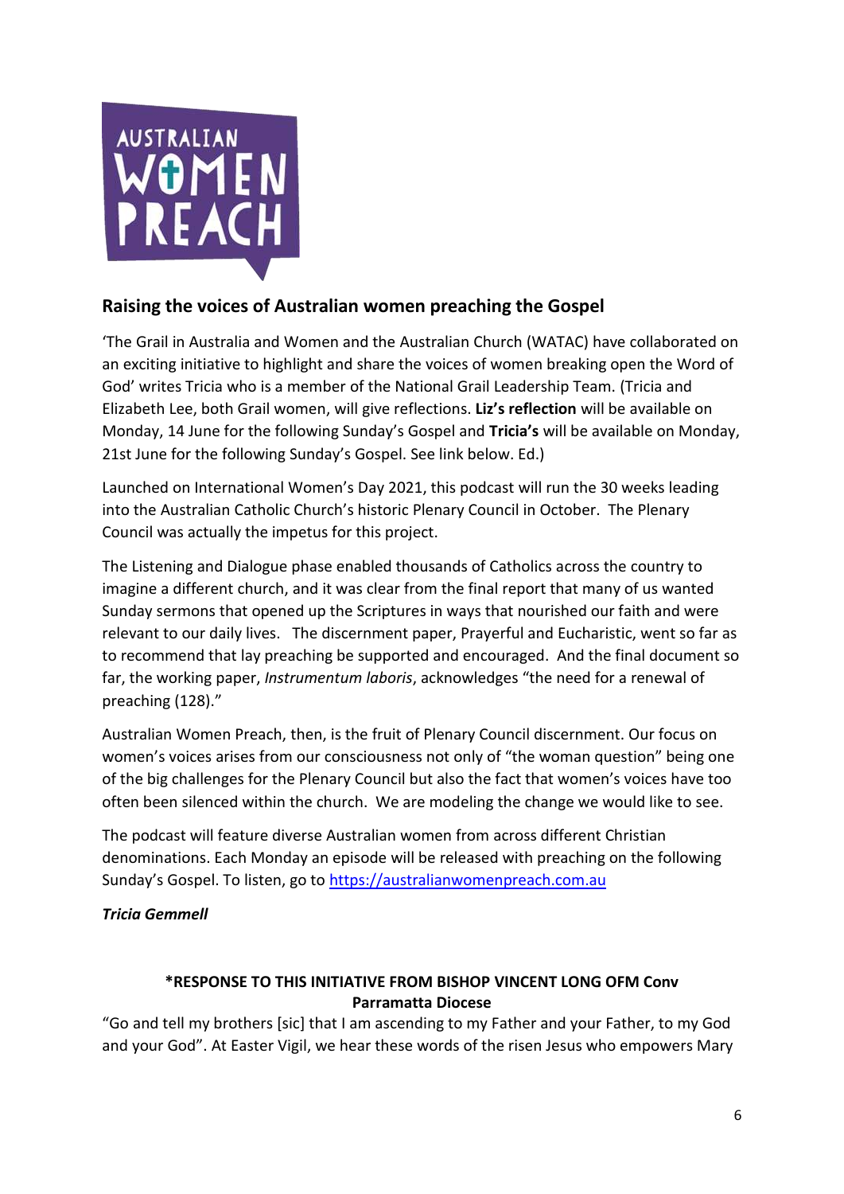## Raising the voices of Australian women preaching the Gospel

'The Grail in Australia and Women and the Australian Church (WATAC) have collaborated on an exciting initiative to highlight and share the voices of women breaking open the Word of God' writes Tricia who is a member of the National Grail Leadership Team. (Tricia and Elizabeth Lee, both Grail women, will give reflections. **Liz's reflection** will be available on Monday, 14 June for the following Sunday's Gospel and **Tricia's** will be available on Monday, 21st June for the following Sunday's Gospel. See link below. Ed.)

Launched on International Women's Day 2021, this podcast will run the 30 weeks leading into the Australian Catholic Church's historic Plenary Council in October. The Plenary Council was actually the impetus for this project.

The Listening and Dialogue phase enabled thousands of Catholics across the country to imagine a different church, and it was clear from the final report that many of us wanted Sunday sermons that opened up the Scriptures in ways that nourished our faith and were relevant to our daily lives. The discernment paper, Prayerful and Eucharistic, went so far as to recommend that lay preaching be supported and encouraged. And the final document so far, the working paper, *Instrumentum laboris*, acknowledges "the need for a renewal of preaching (128)."

Australian Women Preach, then, is the fruit of Plenary Council discernment. Our focus on women's voices arises from our consciousness not only of "the woman question" being one of the big challenges for the Plenary Council but also the fact that women's voices have too often been silenced within the church. We are modeling the change we would like to see.

The podcast will feature diverse Australian women from across different Christian denominations. Each Monday an episode will be released with preaching on the following Sunday's Gospel. To listen, go to https://australianwomenpreach.com.au

***Tricia Gemmell***

**\*RESPONSE TO THIS INITIATIVE FROM BISHOP VINCENT LONG OFM Conv Parramatta Diocese**

"Go and tell my brothers [sic] that I am ascending to my Father and your Father, to my God and your God". At Easter Vigil, we hear these words of the risen Jesus who empowers Mary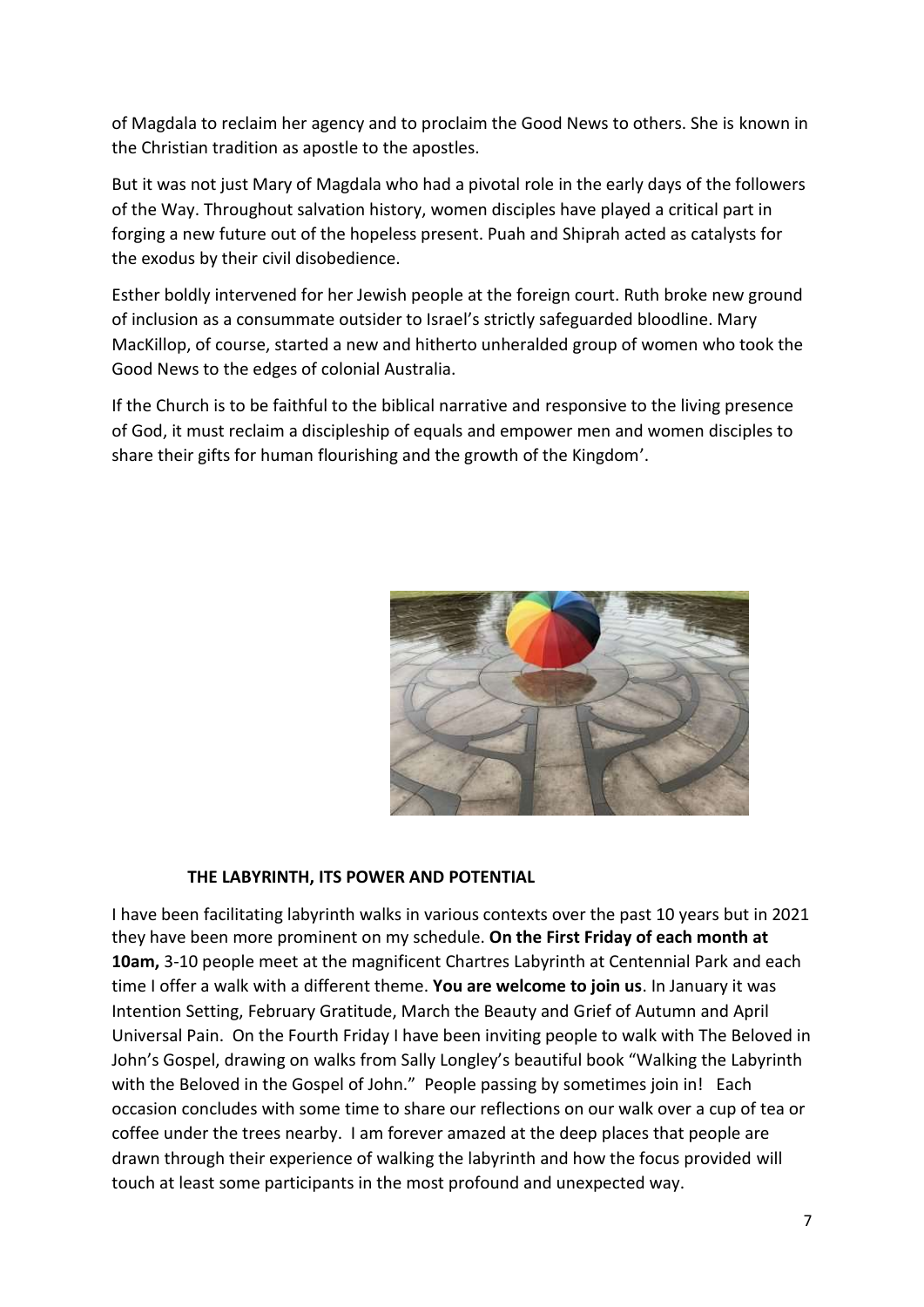of Magdala to reclaim her agency and to proclaim the Good News to others. She is known in the Christian tradition as apostle to the apostles.

But it was not just Mary of Magdala who had a pivotal role in the early days of the followers of the Way. Throughout salvation history, women disciples have played a critical part in forging a new future out of the hopeless present. Puah and Shiprah acted as catalysts for the exodus by their civil disobedience.

Esther boldly intervened for her Jewish people at the foreign court. Ruth broke new ground of inclusion as a consummate outsider to Israel's strictly safeguarded bloodline. Mary MacKillop, of course, started a new and hitherto unheralded group of women who took the Good News to the edges of colonial Australia.

If the Church is to be faithful to the biblical narrative and responsive to the living presence of God, it must reclaim a discipleship of equals and empower men and women disciples to share their gifts for human flourishing and the growth of the Kingdom'.

## THE LABYRINTH, ITS POWER AND POTENTIAL

I have been facilitating labyrinth walks in various contexts over the past 10 years but in 2021 they have been more prominent on my schedule. **On the First Friday of each month at 10am,** 3-10 people meet at the magnificent Chartres Labyrinth at Centennial Park and each time I offer a walk with a different theme. **You are welcome to join us**. In January it was Intention Setting, February Gratitude, March the Beauty and Grief of Autumn and April Universal Pain. On the Fourth Friday I have been inviting people to walk with The Beloved in John's Gospel, drawing on walks from Sally Longley's beautiful book "Walking the Labyrinth with the Beloved in the Gospel of John." People passing by sometimes join in! Each occasion concludes with some time to share our reflections on our walk over a cup of tea or coffee under the trees nearby. I am forever amazed at the deep places that people are drawn through their experience of walking the labyrinth and how the focus provided will touch at least some participants in the most profound and unexpected way.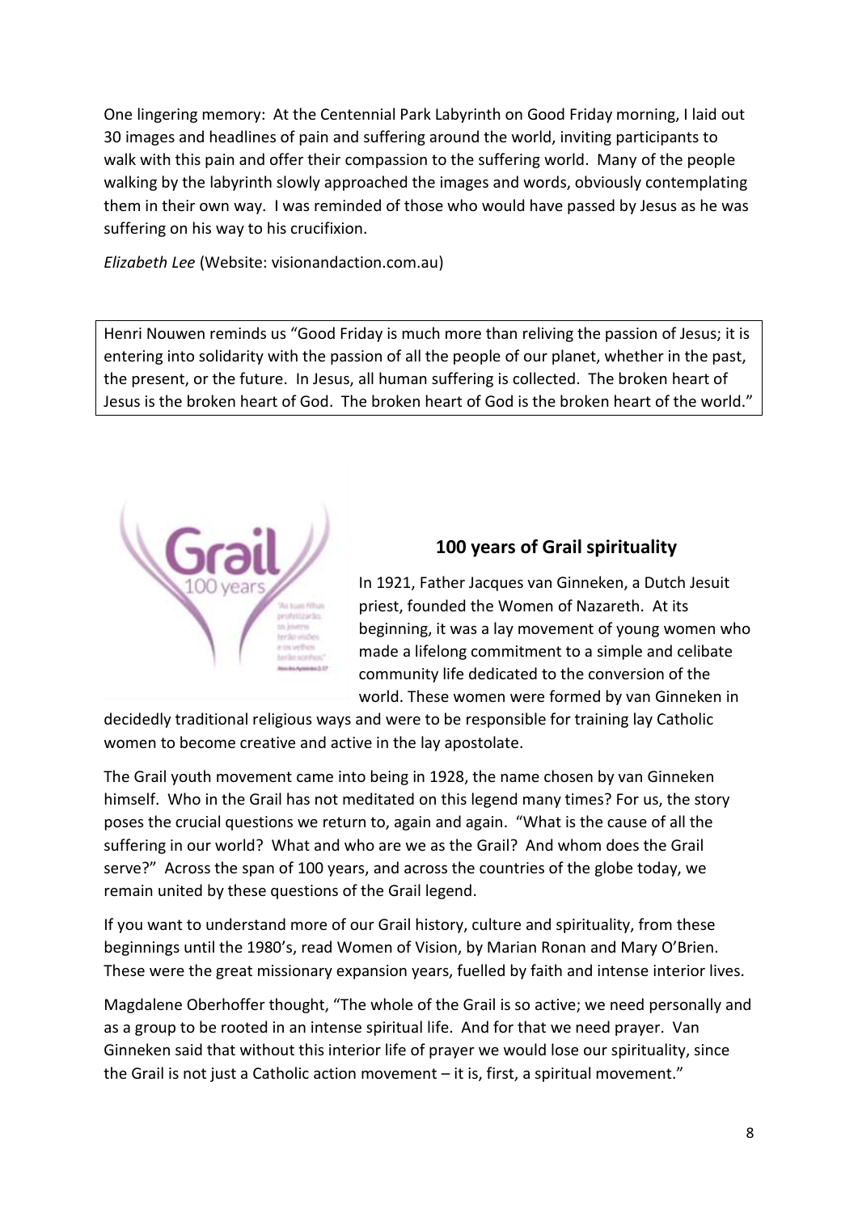One lingering memory: At the Centennial Park Labyrinth on Good Friday morning, I laid out 30 images and headlines of pain and suffering around the world, inviting participants to walk with this pain and offer their compassion to the suffering world. Many of the people walking by the labyrinth slowly approached the images and words, obviously contemplating them in their own way. I was reminded of those who would have passed by Jesus as he was suffering on his way to his crucifixion.

*Elizabeth Lee* (Website: visionandaction.com.au)

Henri Nouwen reminds us "Good Friday is much more than reliving the passion of Jesus; it is entering into solidarity with the passion of all the people of our planet, whether in the past, the present, or the future. In Jesus, all human suffering is collected. The broken heart of Jesus is the broken heart of God. The broken heart of God is the broken heart of the world."

## 100 years of Grail spirituality

In 1921, Father Jacques van Ginneken, a Dutch Jesuit priest, founded the Women of Nazareth. At its beginning, it was a lay movement of young women who made a lifelong commitment to a simple and celibate community life dedicated to the conversion of the world. These women were formed by van Ginneken in decidedly traditional religious ways and were to be responsible for training lay Catholic women to become creative and active in the lay apostolate.

The Grail youth movement came into being in 1928, the name chosen by van Ginneken himself. Who in the Grail has not meditated on this legend many times? For us, the story poses the crucial questions we return to, again and again. "What is the cause of all the suffering in our world? What and who are we as the Grail? And whom does the Grail serve?" Across the span of 100 years, and across the countries of the globe today, we remain united by these questions of the Grail legend.

If you want to understand more of our Grail history, culture and spirituality, from these beginnings until the 1980's, read Women of Vision, by Marian Ronan and Mary O'Brien. These were the great missionary expansion years, fuelled by faith and intense interior lives.

Magdalene Oberhoffer thought, "The whole of the Grail is so active; we need personally and as a group to be rooted in an intense spiritual life. And for that we need prayer. Van Ginneken said that without this interior life of prayer we would lose our spirituality, since the Grail is not just a Catholic action movement – it is, first, a spiritual movement."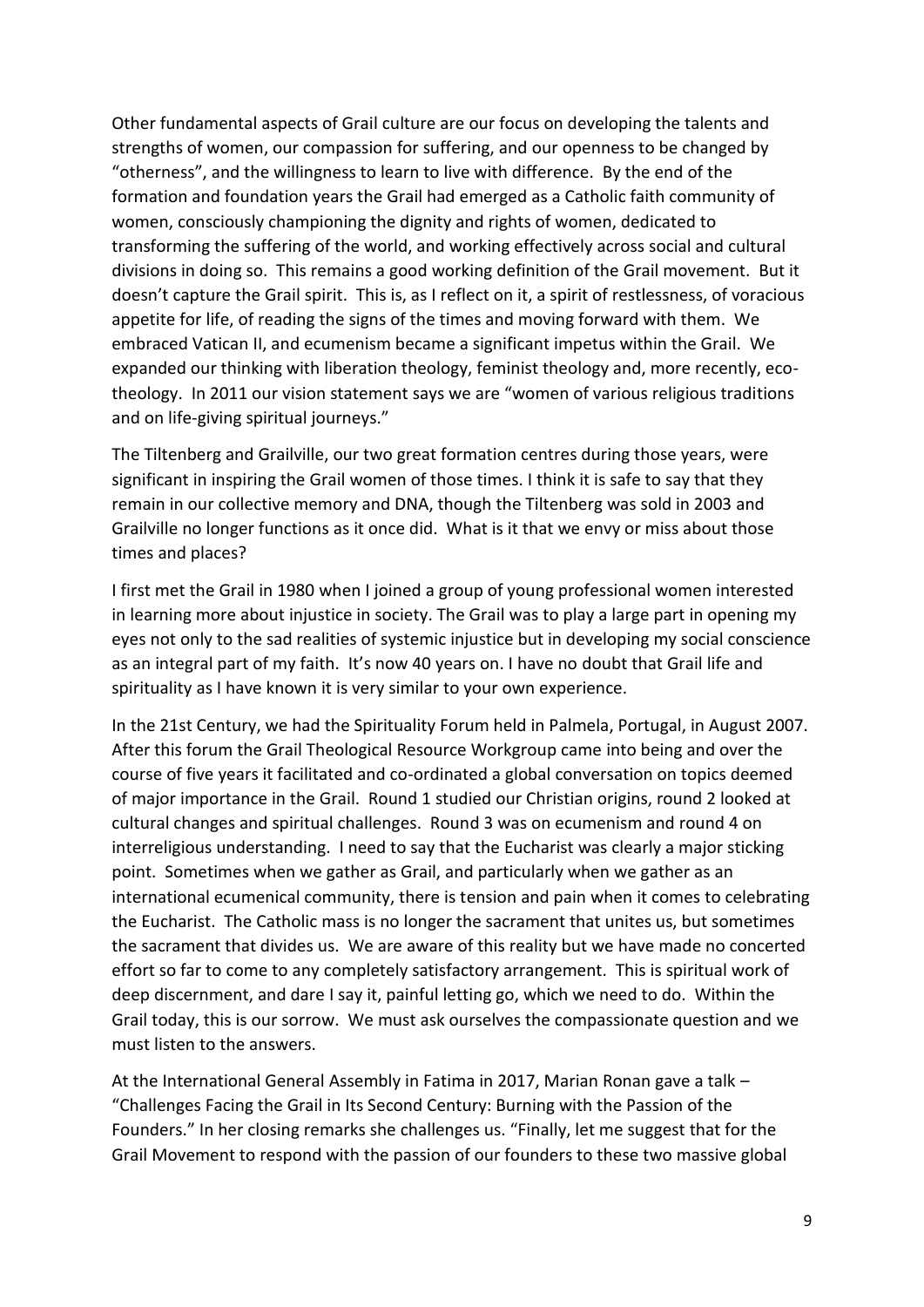Other fundamental aspects of Grail culture are our focus on developing the talents and strengths of women, our compassion for suffering, and our openness to be changed by "otherness", and the willingness to learn to live with difference. By the end of the formation and foundation years the Grail had emerged as a Catholic faith community of women, consciously championing the dignity and rights of women, dedicated to transforming the suffering of the world, and working effectively across social and cultural divisions in doing so. This remains a good working definition of the Grail movement. But it doesn't capture the Grail spirit. This is, as I reflect on it, a spirit of restlessness, of voracious appetite for life, of reading the signs of the times and moving forward with them. We embraced Vatican II, and ecumenism became a significant impetus within the Grail. We expanded our thinking with liberation theology, feminist theology and, more recently, eco-theology. In 2011 our vision statement says we are "women of various religious traditions and on life-giving spiritual journeys."

The Tiltenberg and Grailville, our two great formation centres during those years, were significant in inspiring the Grail women of those times. I think it is safe to say that they remain in our collective memory and DNA, though the Tiltenberg was sold in 2003 and Grailville no longer functions as it once did. What is it that we envy or miss about those times and places?

I first met the Grail in 1980 when I joined a group of young professional women interested in learning more about injustice in society. The Grail was to play a large part in opening my eyes not only to the sad realities of systemic injustice but in developing my social conscience as an integral part of my faith. It's now 40 years on. I have no doubt that Grail life and spirituality as I have known it is very similar to your own experience.

In the 21st Century, we had the Spirituality Forum held in Palmela, Portugal, in August 2007. After this forum the Grail Theological Resource Workgroup came into being and over the course of five years it facilitated and co-ordinated a global conversation on topics deemed of major importance in the Grail. Round 1 studied our Christian origins, round 2 looked at cultural changes and spiritual challenges. Round 3 was on ecumenism and round 4 on interreligious understanding. I need to say that the Eucharist was clearly a major sticking point. Sometimes when we gather as Grail, and particularly when we gather as an international ecumenical community, there is tension and pain when it comes to celebrating the Eucharist. The Catholic mass is no longer the sacrament that unites us, but sometimes the sacrament that divides us. We are aware of this reality but we have made no concerted effort so far to come to any completely satisfactory arrangement. This is spiritual work of deep discernment, and dare I say it, painful letting go, which we need to do. Within the Grail today, this is our sorrow. We must ask ourselves the compassionate question and we must listen to the answers.

At the International General Assembly in Fatima in 2017, Marian Ronan gave a talk – "Challenges Facing the Grail in Its Second Century: Burning with the Passion of the Founders." In her closing remarks she challenges us. "Finally, let me suggest that for the Grail Movement to respond with the passion of our founders to these two massive global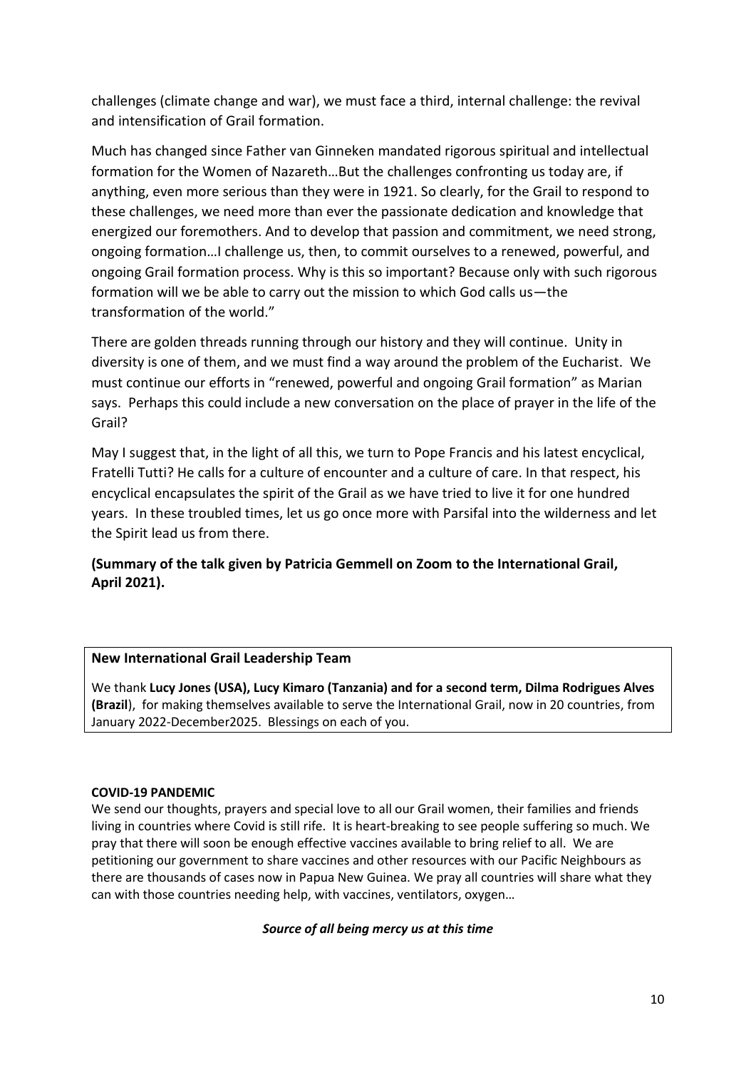challenges (climate change and war), we must face a third, internal challenge: the revival and intensification of Grail formation.

Much has changed since Father van Ginneken mandated rigorous spiritual and intellectual formation for the Women of Nazareth…But the challenges confronting us today are, if anything, even more serious than they were in 1921. So clearly, for the Grail to respond to these challenges, we need more than ever the passionate dedication and knowledge that energized our foremothers. And to develop that passion and commitment, we need strong, ongoing formation…I challenge us, then, to commit ourselves to a renewed, powerful, and ongoing Grail formation process. Why is this so important? Because only with such rigorous formation will we be able to carry out the mission to which God calls us—the transformation of the world."

There are golden threads running through our history and they will continue. Unity in diversity is one of them, and we must find a way around the problem of the Eucharist. We must continue our efforts in "renewed, powerful and ongoing Grail formation" as Marian says. Perhaps this could include a new conversation on the place of prayer in the life of the Grail?

May I suggest that, in the light of all this, we turn to Pope Francis and his latest encyclical, Fratelli Tutti? He calls for a culture of encounter and a culture of care. In that respect, his encyclical encapsulates the spirit of the Grail as we have tried to live it for one hundred years. In these troubled times, let us go once more with Parsifal into the wilderness and let the Spirit lead us from there.

**(Summary of the talk given by Patricia Gemmell on Zoom to the International Grail, April 2021).**

**New International Grail Leadership Team**

We thank **Lucy Jones (USA), Lucy Kimaro (Tanzania) and for a second term, Dilma Rodrigues Alves (Brazil**), for making themselves available to serve the International Grail, now in 20 countries, from January 2022-December2025. Blessings on each of you.

**COVID-19 PANDEMIC**

We send our thoughts, prayers and special love to all our Grail women, their families and friends living in countries where Covid is still rife. It is heart-breaking to see people suffering so much. We pray that there will soon be enough effective vaccines available to bring relief to all. We are petitioning our government to share vaccines and other resources with our Pacific Neighbours as there are thousands of cases now in Papua New Guinea. We pray all countries will share what they can with those countries needing help, with vaccines, ventilators, oxygen…

***Source of all being mercy us at this time***